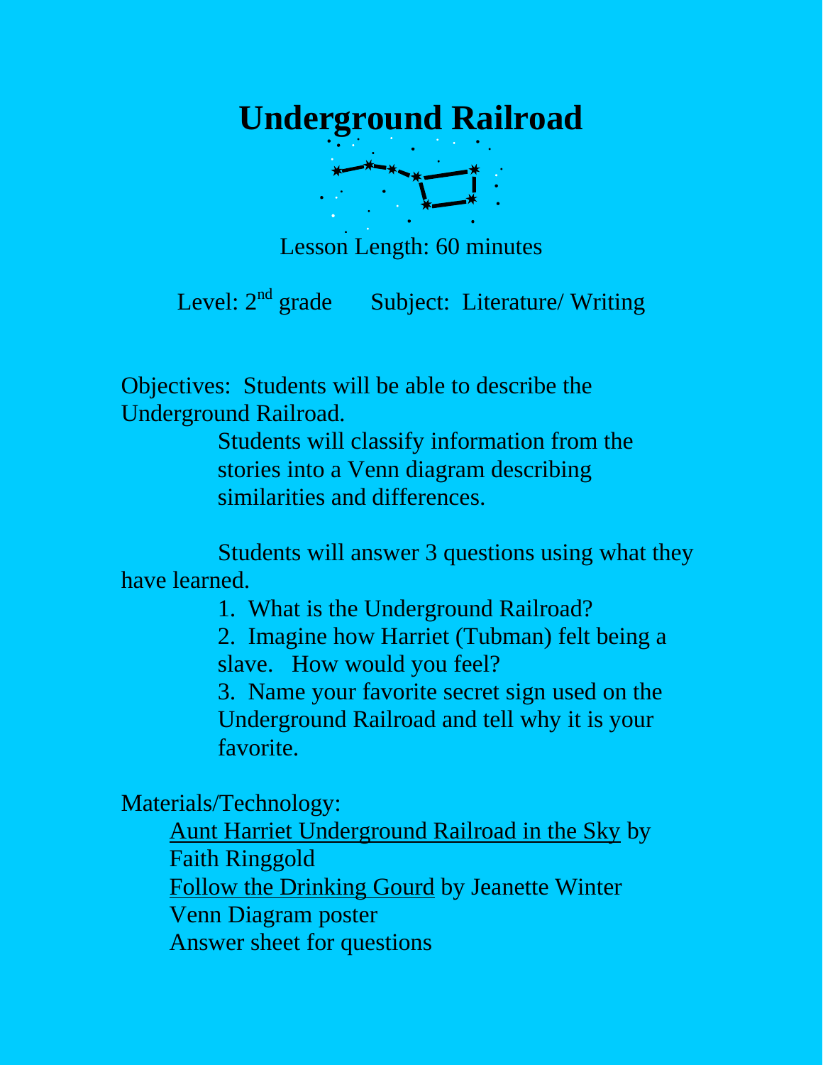# Underground Railroad

Lesson Length: 60 minutes

Level: 2nd grade      Subject: Literature/ Writing

Objectives: Students will be able to describe the Underground Railroad.

Students will classify information from the stories into a Venn diagram describing similarities and differences.

Students will answer 3 questions using what they have learned.

1. What is the Underground Railroad?
2. Imagine how Harriet (Tubman) felt being a slave. How would you feel?
3. Name your favorite secret sign used on the Underground Railroad and tell why it is your favorite.

Materials/Technology:

<u>Aunt Harriet Underground Railroad in the Sky</u> by Faith Ringgold

<u>Follow the Drinking Gourd</u> by Jeanette Winter

Venn Diagram poster

Answer sheet for questions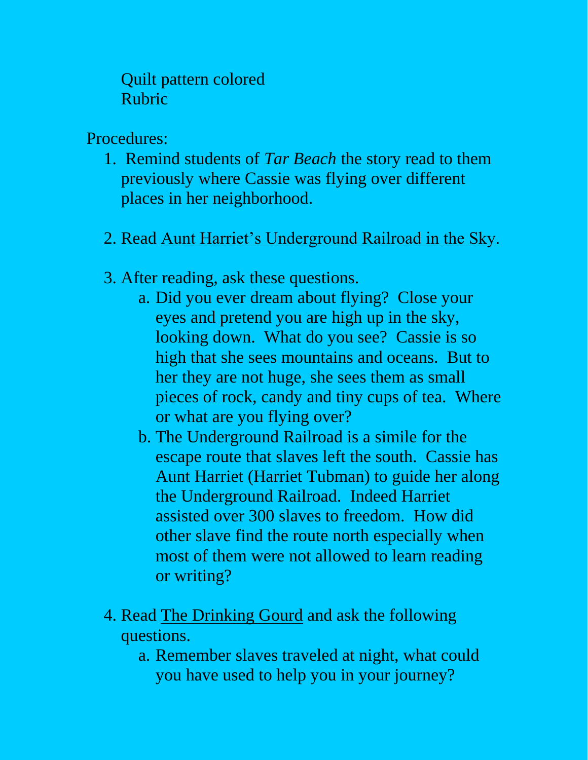Quilt pattern colored
Rubric

Procedures:

1. Remind students of *Tar Beach* the story read to them previously where Cassie was flying over different places in her neighborhood.

2. Read Aunt Harriet's Underground Railroad in the Sky.

3. After reading, ask these questions.
   a. Did you ever dream about flying? Close your eyes and pretend you are high up in the sky, looking down. What do you see? Cassie is so high that she sees mountains and oceans. But to her they are not huge, she sees them as small pieces of rock, candy and tiny cups of tea. Where or what are you flying over?
   b. The Underground Railroad is a simile for the escape route that slaves left the south. Cassie has Aunt Harriet (Harriet Tubman) to guide her along the Underground Railroad. Indeed Harriet assisted over 300 slaves to freedom. How did other slave find the route north especially when most of them were not allowed to learn reading or writing?

4. Read The Drinking Gourd and ask the following questions.
   a. Remember slaves traveled at night, what could you have used to help you in your journey?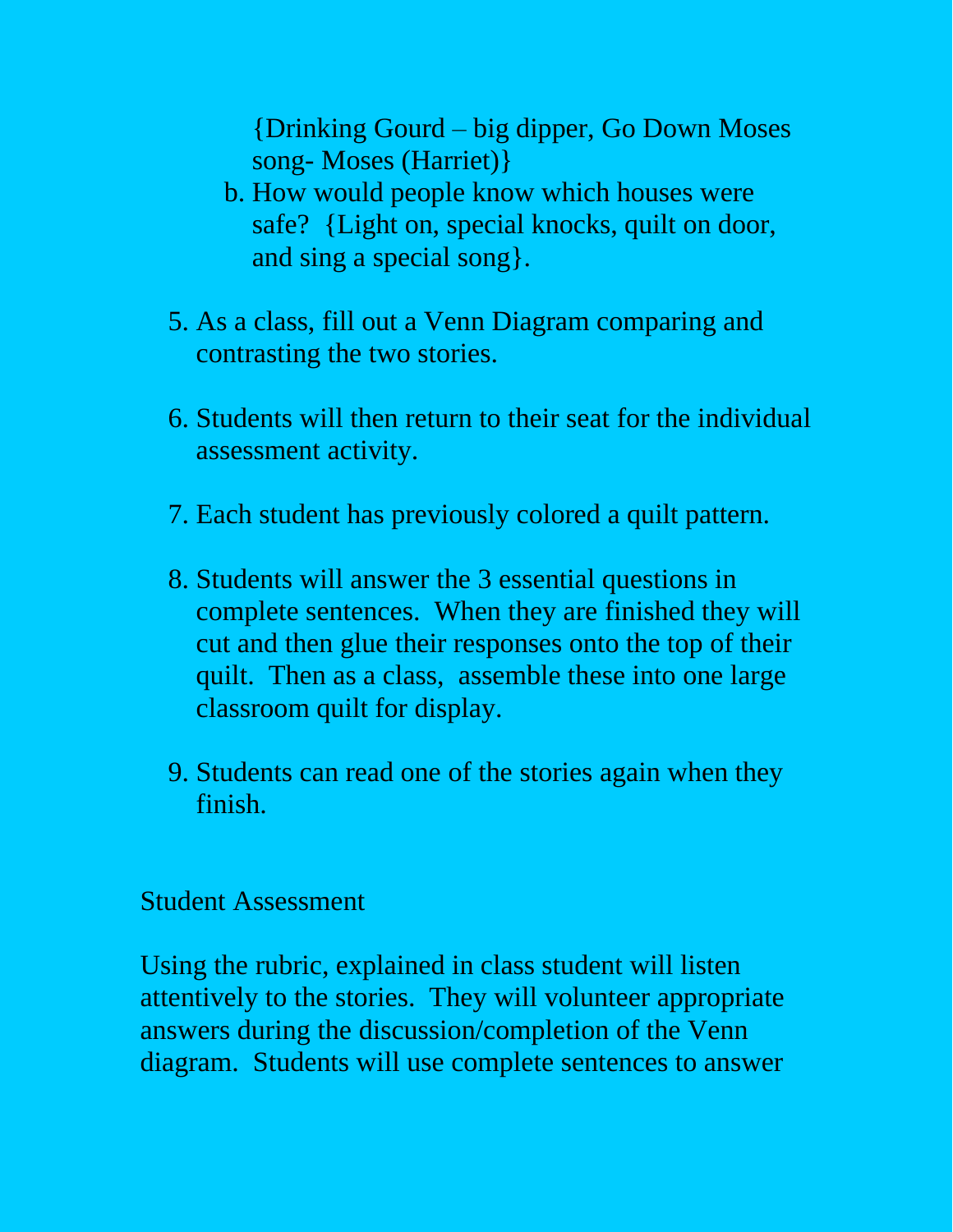{Drinking Gourd – big dipper, Go Down Moses song- Moses (Harriet)}

b. How would people know which houses were safe? {Light on, special knocks, quilt on door, and sing a special song}.

5. As a class, fill out a Venn Diagram comparing and contrasting the two stories.

6. Students will then return to their seat for the individual assessment activity.

7. Each student has previously colored a quilt pattern.

8. Students will answer the 3 essential questions in complete sentences. When they are finished they will cut and then glue their responses onto the top of their quilt. Then as a class, assemble these into one large classroom quilt for display.

9. Students can read one of the stories again when they finish.

Student Assessment

Using the rubric, explained in class student will listen attentively to the stories. They will volunteer appropriate answers during the discussion/completion of the Venn diagram. Students will use complete sentences to answer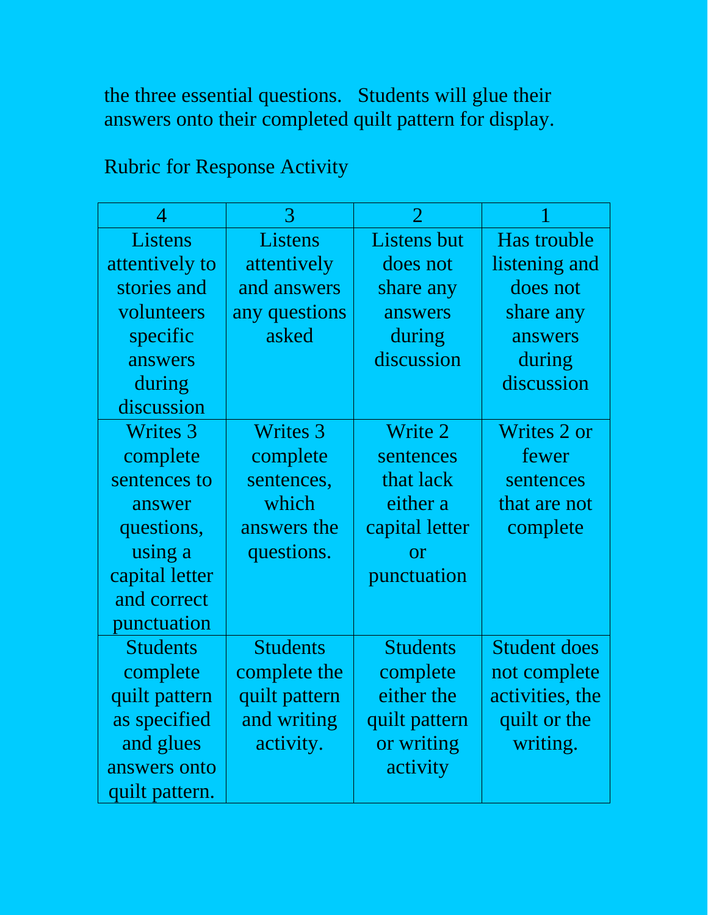the three essential questions. Students will glue their answers onto their completed quilt pattern for display.

Rubric for Response Activity

| 4 | 3 | 2 | 1 |
|---|---|---|---|
| Listens attentively to stories and volunteers specific answers during discussion | Listens attentively and answers any questions asked | Listens but does not share any answers during discussion | Has trouble listening and does not share any answers during discussion |
| Writes 3 complete sentences to answer questions, using a capital letter and correct punctuation | Writes 3 complete sentences, which answers the questions. | Write 2 sentences that lack either a capital letter or punctuation | Writes 2 or fewer sentences that are not complete |
| Students complete quilt pattern as specified and glues answers onto quilt pattern. | Students complete the quilt pattern and writing activity. | Students complete either the quilt pattern or writing activity | Student does not complete activities, the quilt or the writing. |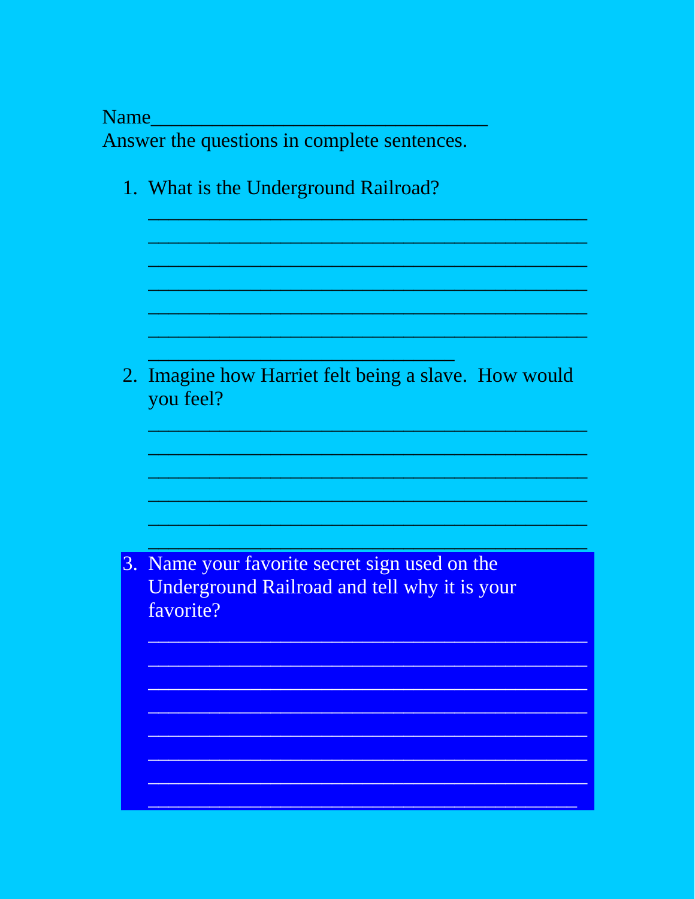Name________________________________

Answer the questions in complete sentences.

1. What is the Underground Railroad?

   ______________________________________________
   ______________________________________________
   ______________________________________________
   ______________________________________________
   ______________________________________________
   ______________________________________________
   ________________________________

2. Imagine how Harriet felt being a slave. How would you feel?

   ______________________________________________
   ______________________________________________
   ______________________________________________
   ______________________________________________
   ______________________________________________
   ______________________________________________

3. Name your favorite secret sign used on the Underground Railroad and tell why it is your favorite?

   ______________________________________________
   ______________________________________________
   ______________________________________________
   ______________________________________________
   ______________________________________________
   ______________________________________________
   ______________________________________________
   _____________________________________________